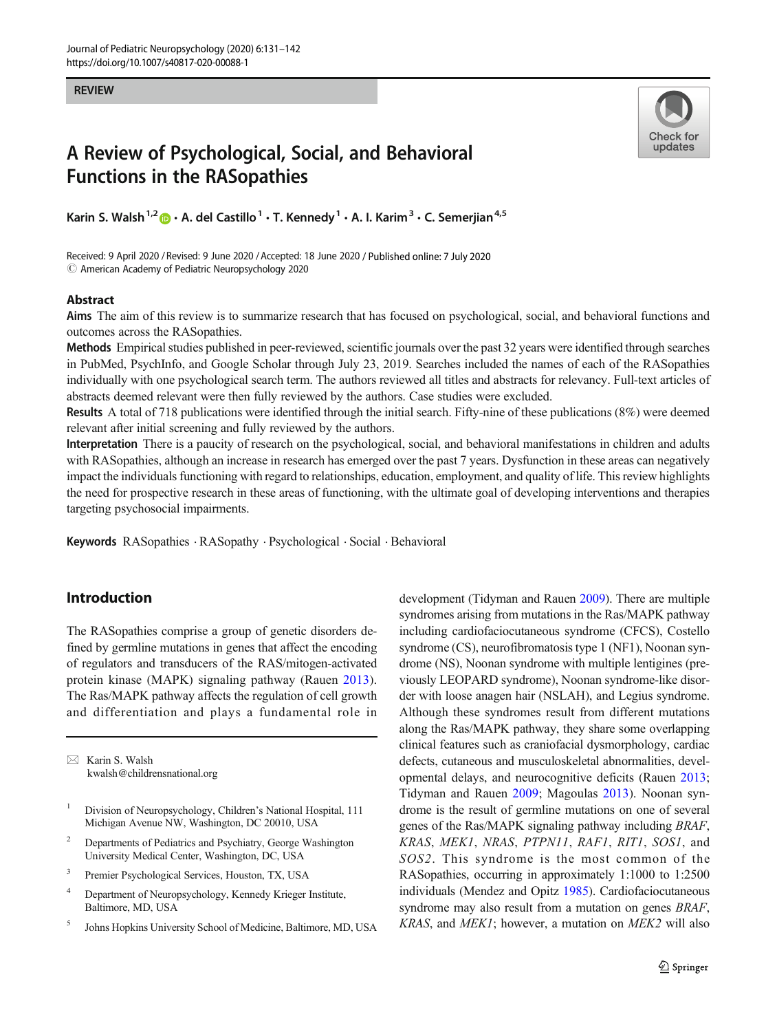REVIEW

# A Review of Psychological, Social, and Behavioral Functions in the RASopathies

Karin S. Walsh[1,2] · A. del Castillo[1] · T. Kennedy[1] · A. I. Karim[3] · C. Semerjian[4,5]

Received: 9 April 2020 / Revised: 9 June 2020 / Accepted: 18 June 2020 / Published online: 7 July 2020
© American Academy of Pediatric Neuropsychology 2020

## Abstract

**Aims** The aim of this review is to summarize research that has focused on psychological, social, and behavioral functions and outcomes across the RASopathies.

**Methods** Empirical studies published in peer-reviewed, scientific journals over the past 32 years were identified through searches in PubMed, PsychInfo, and Google Scholar through July 23, 2019. Searches included the names of each of the RASopathies individually with one psychological search term. The authors reviewed all titles and abstracts for relevancy. Full-text articles of abstracts deemed relevant were then fully reviewed by the authors. Case studies were excluded.

**Results** A total of 718 publications were identified through the initial search. Fifty-nine of these publications (8%) were deemed relevant after initial screening and fully reviewed by the authors.

**Interpretation** There is a paucity of research on the psychological, social, and behavioral manifestations in children and adults with RASopathies, although an increase in research has emerged over the past 7 years. Dysfunction in these areas can negatively impact the individuals functioning with regard to relationships, education, employment, and quality of life. This review highlights the need for prospective research in these areas of functioning, with the ultimate goal of developing interventions and therapies targeting psychosocial impairments.

**Keywords** RASopathies · RASopathy · Psychological · Social · Behavioral

## Introduction

The RASopathies comprise a group of genetic disorders defined by germline mutations in genes that affect the encoding of regulators and transducers of the RAS/mitogen-activated protein kinase (MAPK) signaling pathway (Rauen 2013). The Ras/MAPK pathway affects the regulation of cell growth and differentiation and plays a fundamental role in development (Tidyman and Rauen 2009). There are multiple syndromes arising from mutations in the Ras/MAPK pathway including cardiofaciocutaneous syndrome (CFCS), Costello syndrome (CS), neurofibromatosis type 1 (NF1), Noonan syndrome (NS), Noonan syndrome with multiple lentigines (previously LEOPARD syndrome), Noonan syndrome-like disorder with loose anagen hair (NSLAH), and Legius syndrome. Although these syndromes result from different mutations along the Ras/MAPK pathway, they share some overlapping clinical features such as craniofacial dysmorphology, cardiac defects, cutaneous and musculoskeletal abnormalities, developmental delays, and neurocognitive deficits (Rauen 2013; Tidyman and Rauen 2009; Magoulas 2013). Noonan syndrome is the result of germline mutations on one of several genes of the Ras/MAPK signaling pathway including *BRAF*, *KRAS*, *MEK1*, *NRAS*, *PTPN11*, *RAF1*, *RIT1*, *SOS1*, and *SOS2*. This syndrome is the most common of the RASopathies, occurring in approximately 1:1000 to 1:2500 individuals (Mendez and Opitz 1985). Cardiofaciocutaneous syndrome may also result from a mutation on genes *BRAF*, *KRAS*, and *MEK1*; however, a mutation on *MEK2* will also

✉ Karin S. Walsh
kwalsh@childrensnational.org

[1] Division of Neuropsychology, Children's National Hospital, 111 Michigan Avenue NW, Washington, DC 20010, USA

[2] Departments of Pediatrics and Psychiatry, George Washington University Medical Center, Washington, DC, USA

[3] Premier Psychological Services, Houston, TX, USA

[4] Department of Neuropsychology, Kennedy Krieger Institute, Baltimore, MD, USA

[5] Johns Hopkins University School of Medicine, Baltimore, MD, USA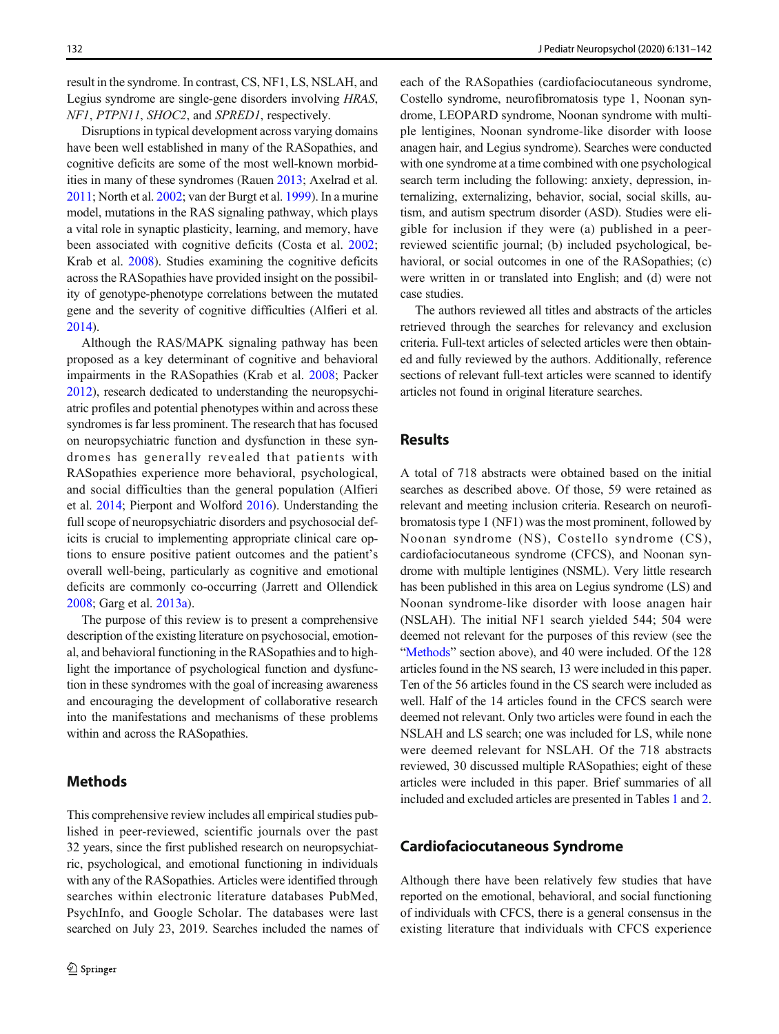result in the syndrome. In contrast, CS, NF1, LS, NSLAH, and Legius syndrome are single-gene disorders involving *HRAS*, *NF1*, *PTPN11*, *SHOC2*, and *SPRED1*, respectively.

Disruptions in typical development across varying domains have been well established in many of the RASopathies, and cognitive deficits are some of the most well-known morbidities in many of these syndromes (Rauen 2013; Axelrad et al. 2011; North et al. 2002; van der Burgt et al. 1999). In a murine model, mutations in the RAS signaling pathway, which plays a vital role in synaptic plasticity, learning, and memory, have been associated with cognitive deficits (Costa et al. 2002; Krab et al. 2008). Studies examining the cognitive deficits across the RASopathies have provided insight on the possibility of genotype-phenotype correlations between the mutated gene and the severity of cognitive difficulties (Alfieri et al. 2014).

Although the RAS/MAPK signaling pathway has been proposed as a key determinant of cognitive and behavioral impairments in the RASopathies (Krab et al. 2008; Packer 2012), research dedicated to understanding the neuropsychiatric profiles and potential phenotypes within and across these syndromes is far less prominent. The research that has focused on neuropsychiatric function and dysfunction in these syndromes has generally revealed that patients with RASopathies experience more behavioral, psychological, and social difficulties than the general population (Alfieri et al. 2014; Pierpont and Wolford 2016). Understanding the full scope of neuropsychiatric disorders and psychosocial deficits is crucial to implementing appropriate clinical care options to ensure positive patient outcomes and the patient's overall well-being, particularly as cognitive and emotional deficits are commonly co-occurring (Jarrett and Ollendick 2008; Garg et al. 2013a).

The purpose of this review is to present a comprehensive description of the existing literature on psychosocial, emotional, and behavioral functioning in the RASopathies and to highlight the importance of psychological function and dysfunction in these syndromes with the goal of increasing awareness and encouraging the development of collaborative research into the manifestations and mechanisms of these problems within and across the RASopathies.

## Methods

This comprehensive review includes all empirical studies published in peer-reviewed, scientific journals over the past 32 years, since the first published research on neuropsychiatric, psychological, and emotional functioning in individuals with any of the RASopathies. Articles were identified through searches within electronic literature databases PubMed, PsychInfo, and Google Scholar. The databases were last searched on July 23, 2019. Searches included the names of each of the RASopathies (cardiofaciocutaneous syndrome, Costello syndrome, neurofibromatosis type 1, Noonan syndrome, LEOPARD syndrome, Noonan syndrome with multiple lentigines, Noonan syndrome-like disorder with loose anagen hair, and Legius syndrome). Searches were conducted with one syndrome at a time combined with one psychological search term including the following: anxiety, depression, internalizing, externalizing, behavior, social, social skills, autism, and autism spectrum disorder (ASD). Studies were eligible for inclusion if they were (a) published in a peer-reviewed scientific journal; (b) included psychological, behavioral, or social outcomes in one of the RASopathies; (c) were written in or translated into English; and (d) were not case studies.

The authors reviewed all titles and abstracts of the articles retrieved through the searches for relevancy and exclusion criteria. Full-text articles of selected articles were then obtained and fully reviewed by the authors. Additionally, reference sections of relevant full-text articles were scanned to identify articles not found in original literature searches.

## Results

A total of 718 abstracts were obtained based on the initial searches as described above. Of those, 59 were retained as relevant and meeting inclusion criteria. Research on neurofibromatosis type 1 (NF1) was the most prominent, followed by Noonan syndrome (NS), Costello syndrome (CS), cardiofaciocutaneous syndrome (CFCS), and Noonan syndrome with multiple lentigines (NSML). Very little research has been published in this area on Legius syndrome (LS) and Noonan syndrome-like disorder with loose anagen hair (NSLAH). The initial NF1 search yielded 544; 504 were deemed not relevant for the purposes of this review (see the "Methods" section above), and 40 were included. Of the 128 articles found in the NS search, 13 were included in this paper. Ten of the 56 articles found in the CS search were included as well. Half of the 14 articles found in the CFCS search were deemed not relevant. Only two articles were found in each the NSLAH and LS search; one was included for LS, while none were deemed relevant for NSLAH. Of the 718 abstracts reviewed, 30 discussed multiple RASopathies; eight of these articles were included in this paper. Brief summaries of all included and excluded articles are presented in Tables 1 and 2.

## Cardiofaciocutaneous Syndrome

Although there have been relatively few studies that have reported on the emotional, behavioral, and social functioning of individuals with CFCS, there is a general consensus in the existing literature that individuals with CFCS experience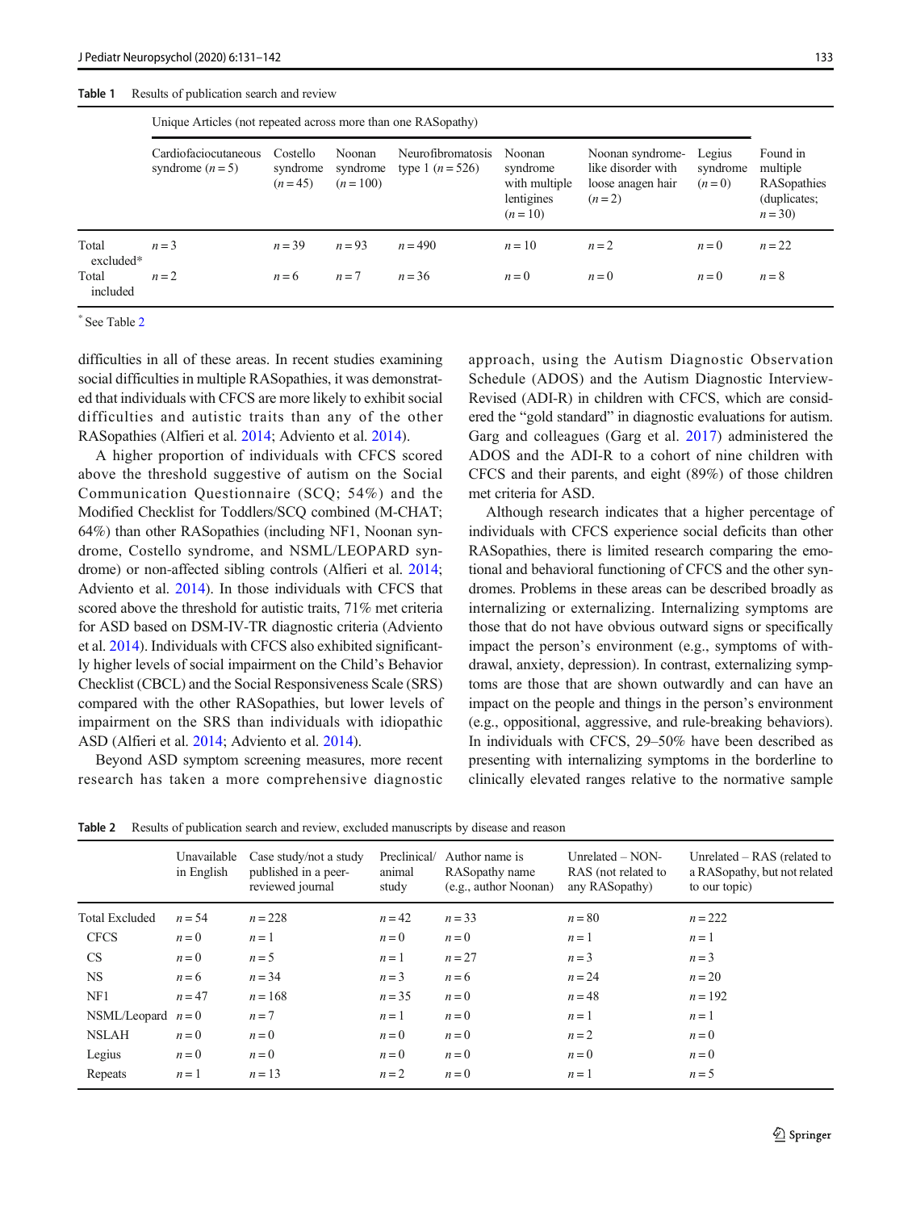**Table 1** Results of publication search and review

| | Unique Articles (not repeated across more than one RASopathy) | | | | | | | |
|---|---|---|---|---|---|---|---|---|
| | Cardiofaciocutaneous syndrome ($n = 5$) | Costello syndrome ($n = 45$) | Noonan syndrome ($n = 100$) | Neurofibromatosis type 1 ($n = 526$) | Noonan syndrome with multiple lentigines ($n = 10$) | Noonan syndrome-like disorder with loose anagen hair ($n = 2$) | Legius syndrome ($n = 0$) | Found in multiple RASopathies (duplicates; $n = 30$) |
| Total excluded* | $n = 3$ | $n = 39$ | $n = 93$ | $n = 490$ | $n = 10$ | $n = 2$ | $n = 0$ | $n = 22$ |
| Total included | $n = 2$ | $n = 6$ | $n = 7$ | $n = 36$ | $n = 0$ | $n = 0$ | $n = 0$ | $n = 8$ |

* See Table 2

difficulties in all of these areas. In recent studies examining social difficulties in multiple RASopathies, it was demonstrated that individuals with CFCS are more likely to exhibit social difficulties and autistic traits than any of the other RASopathies (Alfieri et al. 2014; Adviento et al. 2014).

A higher proportion of individuals with CFCS scored above the threshold suggestive of autism on the Social Communication Questionnaire (SCQ; 54%) and the Modified Checklist for Toddlers/SCQ combined (M-CHAT; 64%) than other RASopathies (including NF1, Noonan syndrome, Costello syndrome, and NSML/LEOPARD syndrome) or non-affected sibling controls (Alfieri et al. 2014; Adviento et al. 2014). In those individuals with CFCS that scored above the threshold for autistic traits, 71% met criteria for ASD based on DSM-IV-TR diagnostic criteria (Adviento et al. 2014). Individuals with CFCS also exhibited significantly higher levels of social impairment on the Child's Behavior Checklist (CBCL) and the Social Responsiveness Scale (SRS) compared with the other RASopathies, but lower levels of impairment on the SRS than individuals with idiopathic ASD (Alfieri et al. 2014; Adviento et al. 2014).

Beyond ASD symptom screening measures, more recent research has taken a more comprehensive diagnostic approach, using the Autism Diagnostic Observation Schedule (ADOS) and the Autism Diagnostic Interview-Revised (ADI-R) in children with CFCS, which are considered the "gold standard" in diagnostic evaluations for autism. Garg and colleagues (Garg et al. 2017) administered the ADOS and the ADI-R to a cohort of nine children with CFCS and their parents, and eight (89%) of those children met criteria for ASD.

Although research indicates that a higher percentage of individuals with CFCS experience social deficits than other RASopathies, there is limited research comparing the emotional and behavioral functioning of CFCS and the other syndromes. Problems in these areas can be described broadly as internalizing or externalizing. Internalizing symptoms are those that do not have obvious outward signs or specifically impact the person's environment (e.g., symptoms of withdrawal, anxiety, depression). In contrast, externalizing symptoms are those that are shown outwardly and can have an impact on the people and things in the person's environment (e.g., oppositional, aggressive, and rule-breaking behaviors). In individuals with CFCS, 29–50% have been described as presenting with internalizing symptoms in the borderline to clinically elevated ranges relative to the normative sample

**Table 2** Results of publication search and review, excluded manuscripts by disease and reason

| | Unavailable in English | Case study/not a study published in a peer-reviewed journal | Preclinical/animal study | Author name is RASopathy name (e.g., author Noonan) | Unrelated – NON-RAS (not related to any RASopathy) | Unrelated – RAS (related to a RASopathy, but not related to our topic) |
|---|---|---|---|---|---|---|
| Total Excluded | $n = 54$ | $n = 228$ | $n = 42$ | $n = 33$ | $n = 80$ | $n = 222$ |
| CFCS | $n = 0$ | $n = 1$ | $n = 0$ | $n = 0$ | $n = 1$ | $n = 1$ |
| CS | $n = 0$ | $n = 5$ | $n = 1$ | $n = 27$ | $n = 3$ | $n = 3$ |
| NS | $n = 6$ | $n = 34$ | $n = 3$ | $n = 6$ | $n = 24$ | $n = 20$ |
| NF1 | $n = 47$ | $n = 168$ | $n = 35$ | $n = 0$ | $n = 48$ | $n = 192$ |
| NSML/Leopard | $n = 0$ | $n = 7$ | $n = 1$ | $n = 0$ | $n = 1$ | $n = 1$ |
| NSLAH | $n = 0$ | $n = 0$ | $n = 0$ | $n = 0$ | $n = 2$ | $n = 0$ |
| Legius | $n = 0$ | $n = 0$ | $n = 0$ | $n = 0$ | $n = 0$ | $n = 0$ |
| Repeats | $n = 1$ | $n = 13$ | $n = 2$ | $n = 0$ | $n = 1$ | $n = 5$ |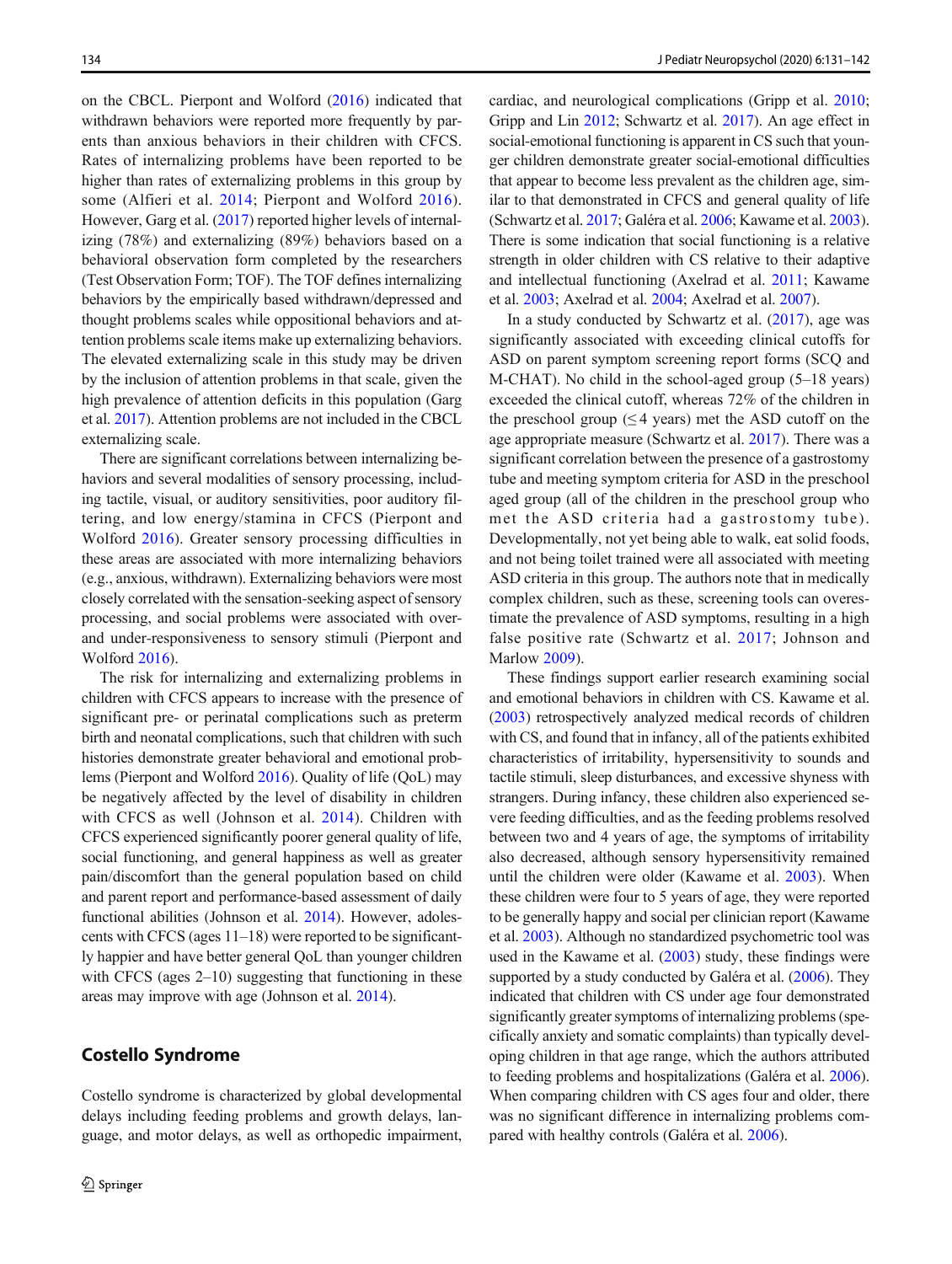on the CBCL. Pierpont and Wolford (2016) indicated that withdrawn behaviors were reported more frequently by parents than anxious behaviors in their children with CFCS. Rates of internalizing problems have been reported to be higher than rates of externalizing problems in this group by some (Alfieri et al. 2014; Pierpont and Wolford 2016). However, Garg et al. (2017) reported higher levels of internalizing (78%) and externalizing (89%) behaviors based on a behavioral observation form completed by the researchers (Test Observation Form; TOF). The TOF defines internalizing behaviors by the empirically based withdrawn/depressed and thought problems scales while oppositional behaviors and attention problems scale items make up externalizing behaviors. The elevated externalizing scale in this study may be driven by the inclusion of attention problems in that scale, given the high prevalence of attention deficits in this population (Garg et al. 2017). Attention problems are not included in the CBCL externalizing scale.

There are significant correlations between internalizing behaviors and several modalities of sensory processing, including tactile, visual, or auditory sensitivities, poor auditory filtering, and low energy/stamina in CFCS (Pierpont and Wolford 2016). Greater sensory processing difficulties in these areas are associated with more internalizing behaviors (e.g., anxious, withdrawn). Externalizing behaviors were most closely correlated with the sensation-seeking aspect of sensory processing, and social problems were associated with over- and under-responsiveness to sensory stimuli (Pierpont and Wolford 2016).

The risk for internalizing and externalizing problems in children with CFCS appears to increase with the presence of significant pre- or perinatal complications such as preterm birth and neonatal complications, such that children with such histories demonstrate greater behavioral and emotional problems (Pierpont and Wolford 2016). Quality of life (QoL) may be negatively affected by the level of disability in children with CFCS as well (Johnson et al. 2014). Children with CFCS experienced significantly poorer general quality of life, social functioning, and general happiness as well as greater pain/discomfort than the general population based on child and parent report and performance-based assessment of daily functional abilities (Johnson et al. 2014). However, adolescents with CFCS (ages 11–18) were reported to be significantly happier and have better general QoL than younger children with CFCS (ages 2–10) suggesting that functioning in these areas may improve with age (Johnson et al. 2014).

## Costello Syndrome

Costello syndrome is characterized by global developmental delays including feeding problems and growth delays, language, and motor delays, as well as orthopedic impairment, cardiac, and neurological complications (Gripp et al. 2010; Gripp and Lin 2012; Schwartz et al. 2017). An age effect in social-emotional functioning is apparent in CS such that younger children demonstrate greater social-emotional difficulties that appear to become less prevalent as the children age, similar to that demonstrated in CFCS and general quality of life (Schwartz et al. 2017; Galéra et al. 2006; Kawame et al. 2003). There is some indication that social functioning is a relative strength in older children with CS relative to their adaptive and intellectual functioning (Axelrad et al. 2011; Kawame et al. 2003; Axelrad et al. 2004; Axelrad et al. 2007).

In a study conducted by Schwartz et al. (2017), age was significantly associated with exceeding clinical cutoffs for ASD on parent symptom screening report forms (SCQ and M-CHAT). No child in the school-aged group (5–18 years) exceeded the clinical cutoff, whereas 72% of the children in the preschool group (≤ 4 years) met the ASD cutoff on the age appropriate measure (Schwartz et al. 2017). There was a significant correlation between the presence of a gastrostomy tube and meeting symptom criteria for ASD in the preschool aged group (all of the children in the preschool group who met the ASD criteria had a gastrostomy tube). Developmentally, not yet being able to walk, eat solid foods, and not being toilet trained were all associated with meeting ASD criteria in this group. The authors note that in medically complex children, such as these, screening tools can overestimate the prevalence of ASD symptoms, resulting in a high false positive rate (Schwartz et al. 2017; Johnson and Marlow 2009).

These findings support earlier research examining social and emotional behaviors in children with CS. Kawame et al. (2003) retrospectively analyzed medical records of children with CS, and found that in infancy, all of the patients exhibited characteristics of irritability, hypersensitivity to sounds and tactile stimuli, sleep disturbances, and excessive shyness with strangers. During infancy, these children also experienced severe feeding difficulties, and as the feeding problems resolved between two and 4 years of age, the symptoms of irritability also decreased, although sensory hypersensitivity remained until the children were older (Kawame et al. 2003). When these children were four to 5 years of age, they were reported to be generally happy and social per clinician report (Kawame et al. 2003). Although no standardized psychometric tool was used in the Kawame et al. (2003) study, these findings were supported by a study conducted by Galéra et al. (2006). They indicated that children with CS under age four demonstrated significantly greater symptoms of internalizing problems (specifically anxiety and somatic complaints) than typically developing children in that age range, which the authors attributed to feeding problems and hospitalizations (Galéra et al. 2006). When comparing children with CS ages four and older, there was no significant difference in internalizing problems compared with healthy controls (Galéra et al. 2006).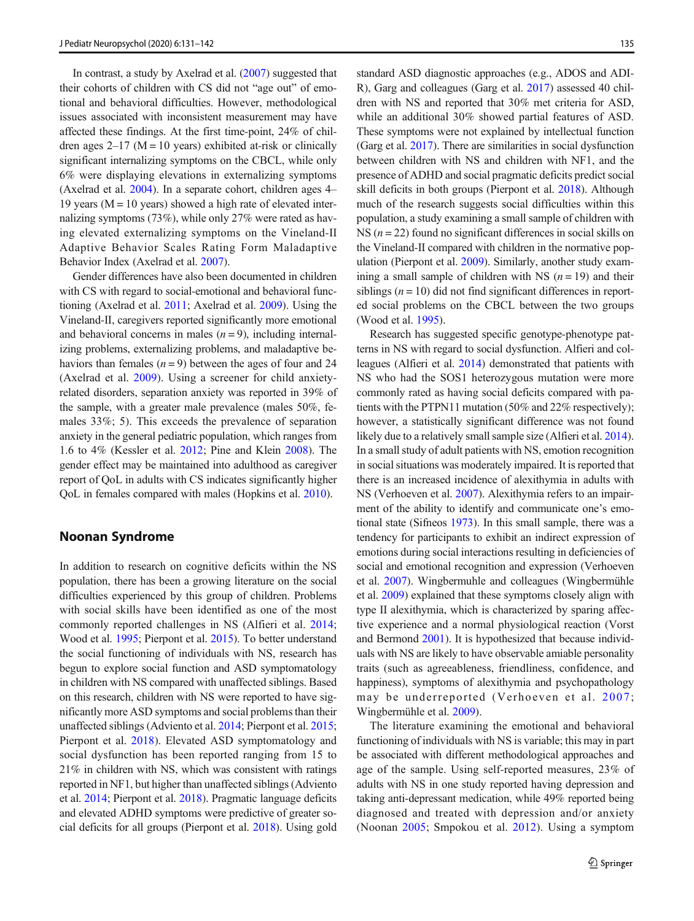In contrast, a study by Axelrad et al. (2007) suggested that their cohorts of children with CS did not "age out" of emotional and behavioral difficulties. However, methodological issues associated with inconsistent measurement may have affected these findings. At the first time-point, 24% of children ages 2–17 (M = 10 years) exhibited at-risk or clinically significant internalizing symptoms on the CBCL, while only 6% were displaying elevations in externalizing symptoms (Axelrad et al. 2004). In a separate cohort, children ages 4–19 years (M = 10 years) showed a high rate of elevated internalizing symptoms (73%), while only 27% were rated as having elevated externalizing symptoms on the Vineland-II Adaptive Behavior Scales Rating Form Maladaptive Behavior Index (Axelrad et al. 2007).

Gender differences have also been documented in children with CS with regard to social-emotional and behavioral functioning (Axelrad et al. 2011; Axelrad et al. 2009). Using the Vineland-II, caregivers reported significantly more emotional and behavioral concerns in males ($n = 9$), including internalizing problems, externalizing problems, and maladaptive behaviors than females ($n = 9$) between the ages of four and 24 (Axelrad et al. 2009). Using a screener for child anxiety-related disorders, separation anxiety was reported in 39% of the sample, with a greater male prevalence (males 50%, females 33%; 5). This exceeds the prevalence of separation anxiety in the general pediatric population, which ranges from 1.6 to 4% (Kessler et al. 2012; Pine and Klein 2008). The gender effect may be maintained into adulthood as caregiver report of QoL in adults with CS indicates significantly higher QoL in females compared with males (Hopkins et al. 2010).

## Noonan Syndrome

In addition to research on cognitive deficits within the NS population, there has been a growing literature on the social difficulties experienced by this group of children. Problems with social skills have been identified as one of the most commonly reported challenges in NS (Alfieri et al. 2014; Wood et al. 1995; Pierpont et al. 2015). To better understand the social functioning of individuals with NS, research has begun to explore social function and ASD symptomatology in children with NS compared with unaffected siblings. Based on this research, children with NS were reported to have significantly more ASD symptoms and social problems than their unaffected siblings (Adviento et al. 2014; Pierpont et al. 2015; Pierpont et al. 2018). Elevated ASD symptomatology and social dysfunction has been reported ranging from 15 to 21% in children with NS, which was consistent with ratings reported in NF1, but higher than unaffected siblings (Adviento et al. 2014; Pierpont et al. 2018). Pragmatic language deficits and elevated ADHD symptoms were predictive of greater social deficits for all groups (Pierpont et al. 2018). Using gold standard ASD diagnostic approaches (e.g., ADOS and ADI-R), Garg and colleagues (Garg et al. 2017) assessed 40 children with NS and reported that 30% met criteria for ASD, while an additional 30% showed partial features of ASD. These symptoms were not explained by intellectual function (Garg et al. 2017). There are similarities in social dysfunction between children with NS and children with NF1, and the presence of ADHD and social pragmatic deficits predict social skill deficits in both groups (Pierpont et al. 2018). Although much of the research suggests social difficulties within this population, a study examining a small sample of children with NS ($n = 22$) found no significant differences in social skills on the Vineland-II compared with children in the normative population (Pierpont et al. 2009). Similarly, another study examining a small sample of children with NS ($n = 19$) and their siblings ($n = 10$) did not find significant differences in reported social problems on the CBCL between the two groups (Wood et al. 1995).

Research has suggested specific genotype-phenotype patterns in NS with regard to social dysfunction. Alfieri and colleagues (Alfieri et al. 2014) demonstrated that patients with NS who had the SOS1 heterozygous mutation were more commonly rated as having social deficits compared with patients with the PTPN11 mutation (50% and 22% respectively); however, a statistically significant difference was not found likely due to a relatively small sample size (Alfieri et al. 2014). In a small study of adult patients with NS, emotion recognition in social situations was moderately impaired. It is reported that there is an increased incidence of alexithymia in adults with NS (Verhoeven et al. 2007). Alexithymia refers to an impairment of the ability to identify and communicate one's emotional state (Sifneos 1973). In this small sample, there was a tendency for participants to exhibit an indirect expression of emotions during social interactions resulting in deficiencies of social and emotional recognition and expression (Verhoeven et al. 2007). Wingbermuhle and colleagues (Wingbermühle et al. 2009) explained that these symptoms closely align with type II alexithymia, which is characterized by sparing affective experience and a normal physiological reaction (Vorst and Bermond 2001). It is hypothesized that because individuals with NS are likely to have observable amiable personality traits (such as agreeableness, friendliness, confidence, and happiness), symptoms of alexithymia and psychopathology may be underreported (Verhoeven et al. 2007; Wingbermühle et al. 2009).

The literature examining the emotional and behavioral functioning of individuals with NS is variable; this may in part be associated with different methodological approaches and age of the sample. Using self-reported measures, 23% of adults with NS in one study reported having depression and taking anti-depressant medication, while 49% reported being diagnosed and treated with depression and/or anxiety (Noonan 2005; Smpokou et al. 2012). Using a symptom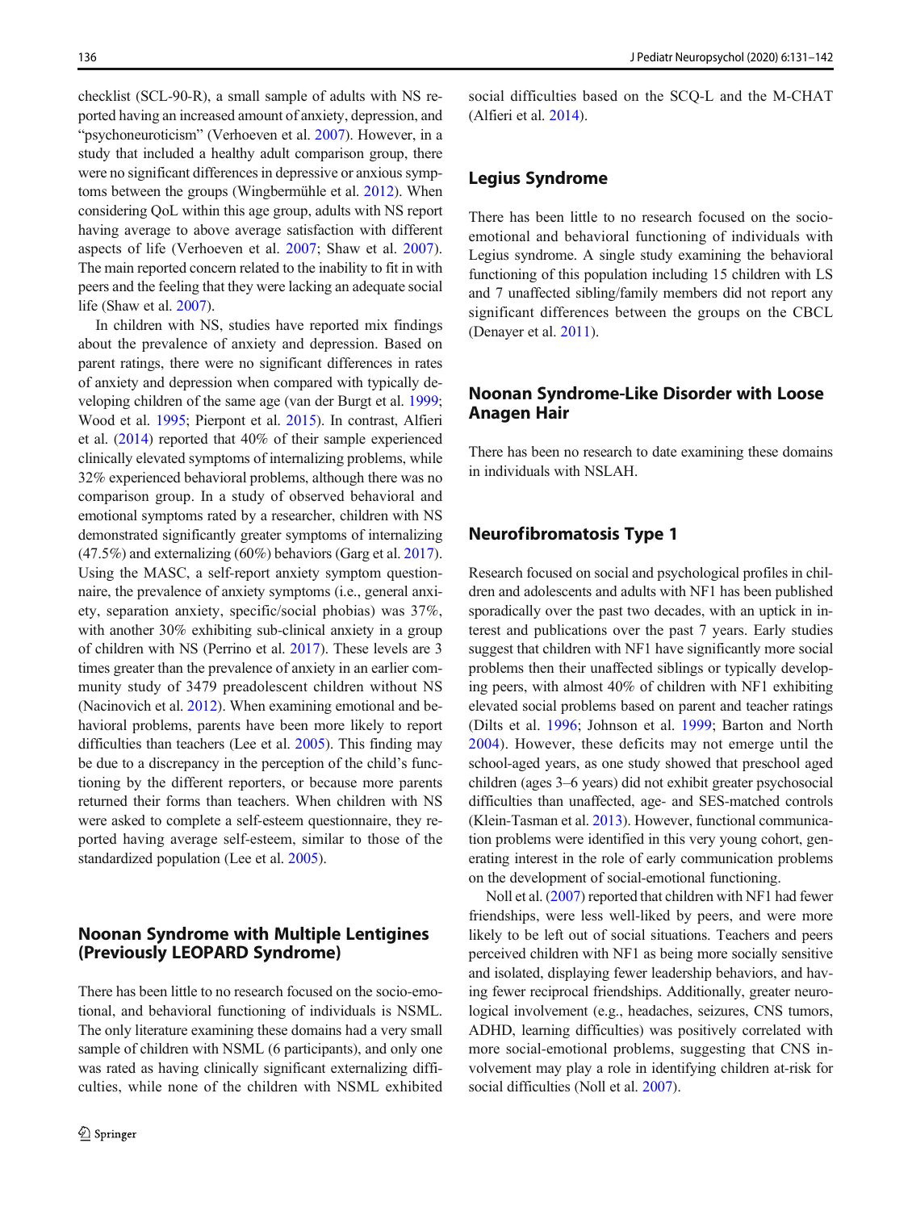checklist (SCL-90-R), a small sample of adults with NS reported having an increased amount of anxiety, depression, and "psychoneuroticism" (Verhoeven et al. 2007). However, in a study that included a healthy adult comparison group, there were no significant differences in depressive or anxious symptoms between the groups (Wingbermühle et al. 2012). When considering QoL within this age group, adults with NS report having average to above average satisfaction with different aspects of life (Verhoeven et al. 2007; Shaw et al. 2007). The main reported concern related to the inability to fit in with peers and the feeling that they were lacking an adequate social life (Shaw et al. 2007).

In children with NS, studies have reported mix findings about the prevalence of anxiety and depression. Based on parent ratings, there were no significant differences in rates of anxiety and depression when compared with typically developing children of the same age (van der Burgt et al. 1999; Wood et al. 1995; Pierpont et al. 2015). In contrast, Alfieri et al. (2014) reported that 40% of their sample experienced clinically elevated symptoms of internalizing problems, while 32% experienced behavioral problems, although there was no comparison group. In a study of observed behavioral and emotional symptoms rated by a researcher, children with NS demonstrated significantly greater symptoms of internalizing (47.5%) and externalizing (60%) behaviors (Garg et al. 2017). Using the MASC, a self-report anxiety symptom questionnaire, the prevalence of anxiety symptoms (i.e., general anxiety, separation anxiety, specific/social phobias) was 37%, with another 30% exhibiting sub-clinical anxiety in a group of children with NS (Perrino et al. 2017). These levels are 3 times greater than the prevalence of anxiety in an earlier community study of 3479 preadolescent children without NS (Nacinovich et al. 2012). When examining emotional and behavioral problems, parents have been more likely to report difficulties than teachers (Lee et al. 2005). This finding may be due to a discrepancy in the perception of the child's functioning by the different reporters, or because more parents returned their forms than teachers. When children with NS were asked to complete a self-esteem questionnaire, they reported having average self-esteem, similar to those of the standardized population (Lee et al. 2005).

## Noonan Syndrome with Multiple Lentigines (Previously LEOPARD Syndrome)

There has been little to no research focused on the socio-emotional, and behavioral functioning of individuals is NSML. The only literature examining these domains had a very small sample of children with NSML (6 participants), and only one was rated as having clinically significant externalizing difficulties, while none of the children with NSML exhibited social difficulties based on the SCQ-L and the M-CHAT (Alfieri et al. 2014).

## Legius Syndrome

There has been little to no research focused on the socio-emotional and behavioral functioning of individuals with Legius syndrome. A single study examining the behavioral functioning of this population including 15 children with LS and 7 unaffected sibling/family members did not report any significant differences between the groups on the CBCL (Denayer et al. 2011).

## Noonan Syndrome-Like Disorder with Loose Anagen Hair

There has been no research to date examining these domains in individuals with NSLAH.

## Neurofibromatosis Type 1

Research focused on social and psychological profiles in children and adolescents and adults with NF1 has been published sporadically over the past two decades, with an uptick in interest and publications over the past 7 years. Early studies suggest that children with NF1 have significantly more social problems then their unaffected siblings or typically developing peers, with almost 40% of children with NF1 exhibiting elevated social problems based on parent and teacher ratings (Dilts et al. 1996; Johnson et al. 1999; Barton and North 2004). However, these deficits may not emerge until the school-aged years, as one study showed that preschool aged children (ages 3–6 years) did not exhibit greater psychosocial difficulties than unaffected, age- and SES-matched controls (Klein-Tasman et al. 2013). However, functional communication problems were identified in this very young cohort, generating interest in the role of early communication problems on the development of social-emotional functioning.

Noll et al. (2007) reported that children with NF1 had fewer friendships, were less well-liked by peers, and were more likely to be left out of social situations. Teachers and peers perceived children with NF1 as being more socially sensitive and isolated, displaying fewer leadership behaviors, and having fewer reciprocal friendships. Additionally, greater neurological involvement (e.g., headaches, seizures, CNS tumors, ADHD, learning difficulties) was positively correlated with more social-emotional problems, suggesting that CNS involvement may play a role in identifying children at-risk for social difficulties (Noll et al. 2007).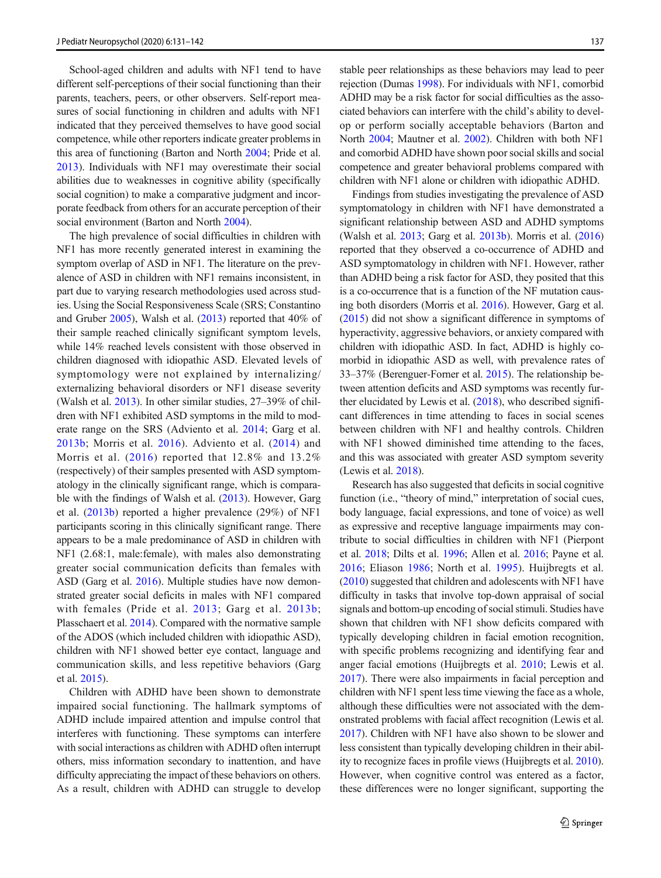School-aged children and adults with NF1 tend to have different self-perceptions of their social functioning than their parents, teachers, peers, or other observers. Self-report measures of social functioning in children and adults with NF1 indicated that they perceived themselves to have good social competence, while other reporters indicate greater problems in this area of functioning (Barton and North 2004; Pride et al. 2013). Individuals with NF1 may overestimate their social abilities due to weaknesses in cognitive ability (specifically social cognition) to make a comparative judgment and incorporate feedback from others for an accurate perception of their social environment (Barton and North 2004).

The high prevalence of social difficulties in children with NF1 has more recently generated interest in examining the symptom overlap of ASD in NF1. The literature on the prevalence of ASD in children with NF1 remains inconsistent, in part due to varying research methodologies used across studies. Using the Social Responsiveness Scale (SRS; Constantino and Gruber 2005), Walsh et al. (2013) reported that 40% of their sample reached clinically significant symptom levels, while 14% reached levels consistent with those observed in children diagnosed with idiopathic ASD. Elevated levels of symptomology were not explained by internalizing/externalizing behavioral disorders or NF1 disease severity (Walsh et al. 2013). In other similar studies, 27–39% of children with NF1 exhibited ASD symptoms in the mild to moderate range on the SRS (Adviento et al. 2014; Garg et al. 2013b; Morris et al. 2016). Adviento et al. (2014) and Morris et al. (2016) reported that 12.8% and 13.2% (respectively) of their samples presented with ASD symptomatology in the clinically significant range, which is comparable with the findings of Walsh et al. (2013). However, Garg et al. (2013b) reported a higher prevalence (29%) of NF1 participants scoring in this clinically significant range. There appears to be a male predominance of ASD in children with NF1 (2.68:1, male:female), with males also demonstrating greater social communication deficits than females with ASD (Garg et al. 2016). Multiple studies have now demonstrated greater social deficits in males with NF1 compared with females (Pride et al. 2013; Garg et al. 2013b; Plasschaert et al. 2014). Compared with the normative sample of the ADOS (which included children with idiopathic ASD), children with NF1 showed better eye contact, language and communication skills, and less repetitive behaviors (Garg et al. 2015).

Children with ADHD have been shown to demonstrate impaired social functioning. The hallmark symptoms of ADHD include impaired attention and impulse control that interferes with functioning. These symptoms can interfere with social interactions as children with ADHD often interrupt others, miss information secondary to inattention, and have difficulty appreciating the impact of these behaviors on others. As a result, children with ADHD can struggle to develop stable peer relationships as these behaviors may lead to peer rejection (Dumas 1998). For individuals with NF1, comorbid ADHD may be a risk factor for social difficulties as the associated behaviors can interfere with the child's ability to develop or perform socially acceptable behaviors (Barton and North 2004; Mautner et al. 2002). Children with both NF1 and comorbid ADHD have shown poor social skills and social competence and greater behavioral problems compared with children with NF1 alone or children with idiopathic ADHD.

Findings from studies investigating the prevalence of ASD symptomatology in children with NF1 have demonstrated a significant relationship between ASD and ADHD symptoms (Walsh et al. 2013; Garg et al. 2013b). Morris et al. (2016) reported that they observed a co-occurrence of ADHD and ASD symptomatology in children with NF1. However, rather than ADHD being a risk factor for ASD, they posited that this is a co-occurrence that is a function of the NF mutation causing both disorders (Morris et al. 2016). However, Garg et al. (2015) did not show a significant difference in symptoms of hyperactivity, aggressive behaviors, or anxiety compared with children with idiopathic ASD. In fact, ADHD is highly comorbid in idiopathic ASD as well, with prevalence rates of 33–37% (Berenguer-Forner et al. 2015). The relationship between attention deficits and ASD symptoms was recently further elucidated by Lewis et al. (2018), who described significant differences in time attending to faces in social scenes between children with NF1 and healthy controls. Children with NF1 showed diminished time attending to the faces, and this was associated with greater ASD symptom severity (Lewis et al. 2018).

Research has also suggested that deficits in social cognitive function (i.e., "theory of mind," interpretation of social cues, body language, facial expressions, and tone of voice) as well as expressive and receptive language impairments may contribute to social difficulties in children with NF1 (Pierpont et al. 2018; Dilts et al. 1996; Allen et al. 2016; Payne et al. 2016; Eliason 1986; North et al. 1995). Huijbregts et al. (2010) suggested that children and adolescents with NF1 have difficulty in tasks that involve top-down appraisal of social signals and bottom-up encoding of social stimuli. Studies have shown that children with NF1 show deficits compared with typically developing children in facial emotion recognition, with specific problems recognizing and identifying fear and anger facial emotions (Huijbregts et al. 2010; Lewis et al. 2017). There were also impairments in facial perception and children with NF1 spent less time viewing the face as a whole, although these difficulties were not associated with the demonstrated problems with facial affect recognition (Lewis et al. 2017). Children with NF1 have also shown to be slower and less consistent than typically developing children in their ability to recognize faces in profile views (Huijbregts et al. 2010). However, when cognitive control was entered as a factor, these differences were no longer significant, supporting the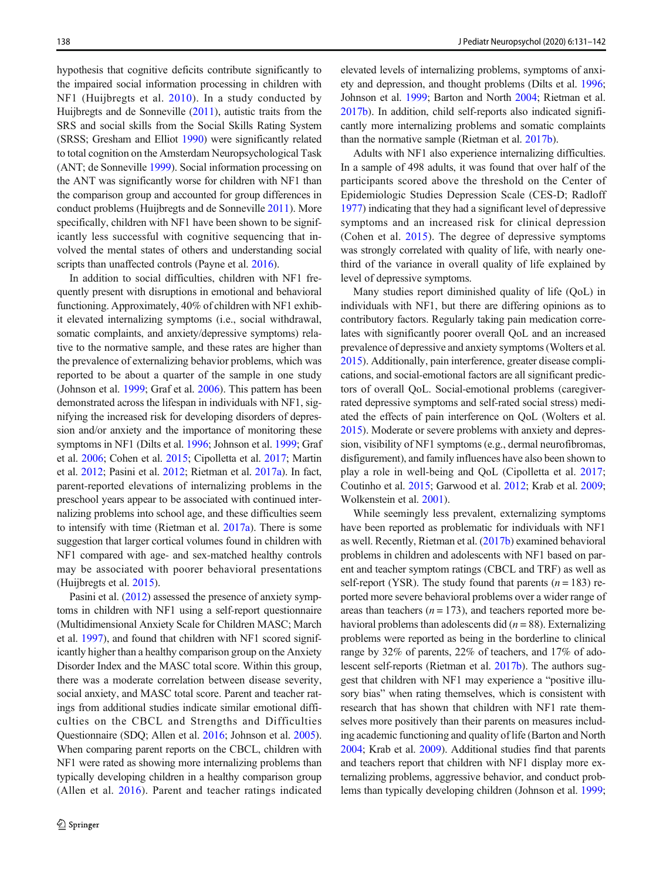hypothesis that cognitive deficits contribute significantly to the impaired social information processing in children with NF1 (Huijbregts et al. 2010). In a study conducted by Huijbregts and de Sonneville (2011), autistic traits from the SRS and social skills from the Social Skills Rating System (SRSS; Gresham and Elliot 1990) were significantly related to total cognition on the Amsterdam Neuropsychological Task (ANT; de Sonneville 1999). Social information processing on the ANT was significantly worse for children with NF1 than the comparison group and accounted for group differences in conduct problems (Huijbregts and de Sonneville 2011). More specifically, children with NF1 have been shown to be significantly less successful with cognitive sequencing that involved the mental states of others and understanding social scripts than unaffected controls (Payne et al. 2016).

In addition to social difficulties, children with NF1 frequently present with disruptions in emotional and behavioral functioning. Approximately, 40% of children with NF1 exhibit elevated internalizing symptoms (i.e., social withdrawal, somatic complaints, and anxiety/depressive symptoms) relative to the normative sample, and these rates are higher than the prevalence of externalizing behavior problems, which was reported to be about a quarter of the sample in one study (Johnson et al. 1999; Graf et al. 2006). This pattern has been demonstrated across the lifespan in individuals with NF1, signifying the increased risk for developing disorders of depression and/or anxiety and the importance of monitoring these symptoms in NF1 (Dilts et al. 1996; Johnson et al. 1999; Graf et al. 2006; Cohen et al. 2015; Cipolletta et al. 2017; Martin et al. 2012; Pasini et al. 2012; Rietman et al. 2017a). In fact, parent-reported elevations of internalizing problems in the preschool years appear to be associated with continued internalizing problems into school age, and these difficulties seem to intensify with time (Rietman et al. 2017a). There is some suggestion that larger cortical volumes found in children with NF1 compared with age- and sex-matched healthy controls may be associated with poorer behavioral presentations (Huijbregts et al. 2015).

Pasini et al. (2012) assessed the presence of anxiety symptoms in children with NF1 using a self-report questionnaire (Multidimensional Anxiety Scale for Children MASC; March et al. 1997), and found that children with NF1 scored significantly higher than a healthy comparison group on the Anxiety Disorder Index and the MASC total score. Within this group, there was a moderate correlation between disease severity, social anxiety, and MASC total score. Parent and teacher ratings from additional studies indicate similar emotional difficulties on the CBCL and Strengths and Difficulties Questionnaire (SDQ; Allen et al. 2016; Johnson et al. 2005). When comparing parent reports on the CBCL, children with NF1 were rated as showing more internalizing problems than typically developing children in a healthy comparison group (Allen et al. 2016). Parent and teacher ratings indicated elevated levels of internalizing problems, symptoms of anxiety and depression, and thought problems (Dilts et al. 1996; Johnson et al. 1999; Barton and North 2004; Rietman et al. 2017b). In addition, child self-reports also indicated significantly more internalizing problems and somatic complaints than the normative sample (Rietman et al. 2017b).

Adults with NF1 also experience internalizing difficulties. In a sample of 498 adults, it was found that over half of the participants scored above the threshold on the Center of Epidemiologic Studies Depression Scale (CES-D; Radloff 1977) indicating that they had a significant level of depressive symptoms and an increased risk for clinical depression (Cohen et al. 2015). The degree of depressive symptoms was strongly correlated with quality of life, with nearly one-third of the variance in overall quality of life explained by level of depressive symptoms.

Many studies report diminished quality of life (QoL) in individuals with NF1, but there are differing opinions as to contributory factors. Regularly taking pain medication correlates with significantly poorer overall QoL and an increased prevalence of depressive and anxiety symptoms (Wolters et al. 2015). Additionally, pain interference, greater disease complications, and social-emotional factors are all significant predictors of overall QoL. Social-emotional problems (caregiver-rated depressive symptoms and self-rated social stress) mediated the effects of pain interference on QoL (Wolters et al. 2015). Moderate or severe problems with anxiety and depression, visibility of NF1 symptoms (e.g., dermal neurofibromas, disfigurement), and family influences have also been shown to play a role in well-being and QoL (Cipolletta et al. 2017; Coutinho et al. 2015; Garwood et al. 2012; Krab et al. 2009; Wolkenstein et al. 2001).

While seemingly less prevalent, externalizing symptoms have been reported as problematic for individuals with NF1 as well. Recently, Rietman et al. (2017b) examined behavioral problems in children and adolescents with NF1 based on parent and teacher symptom ratings (CBCL and TRF) as well as self-report (YSR). The study found that parents ($n = 183$) reported more severe behavioral problems over a wider range of areas than teachers ($n = 173$), and teachers reported more behavioral problems than adolescents did ($n = 88$). Externalizing problems were reported as being in the borderline to clinical range by 32% of parents, 22% of teachers, and 17% of adolescent self-reports (Rietman et al. 2017b). The authors suggest that children with NF1 may experience a "positive illusory bias" when rating themselves, which is consistent with research that has shown that children with NF1 rate themselves more positively than their parents on measures including academic functioning and quality of life (Barton and North 2004; Krab et al. 2009). Additional studies find that parents and teachers report that children with NF1 display more externalizing problems, aggressive behavior, and conduct problems than typically developing children (Johnson et al. 1999;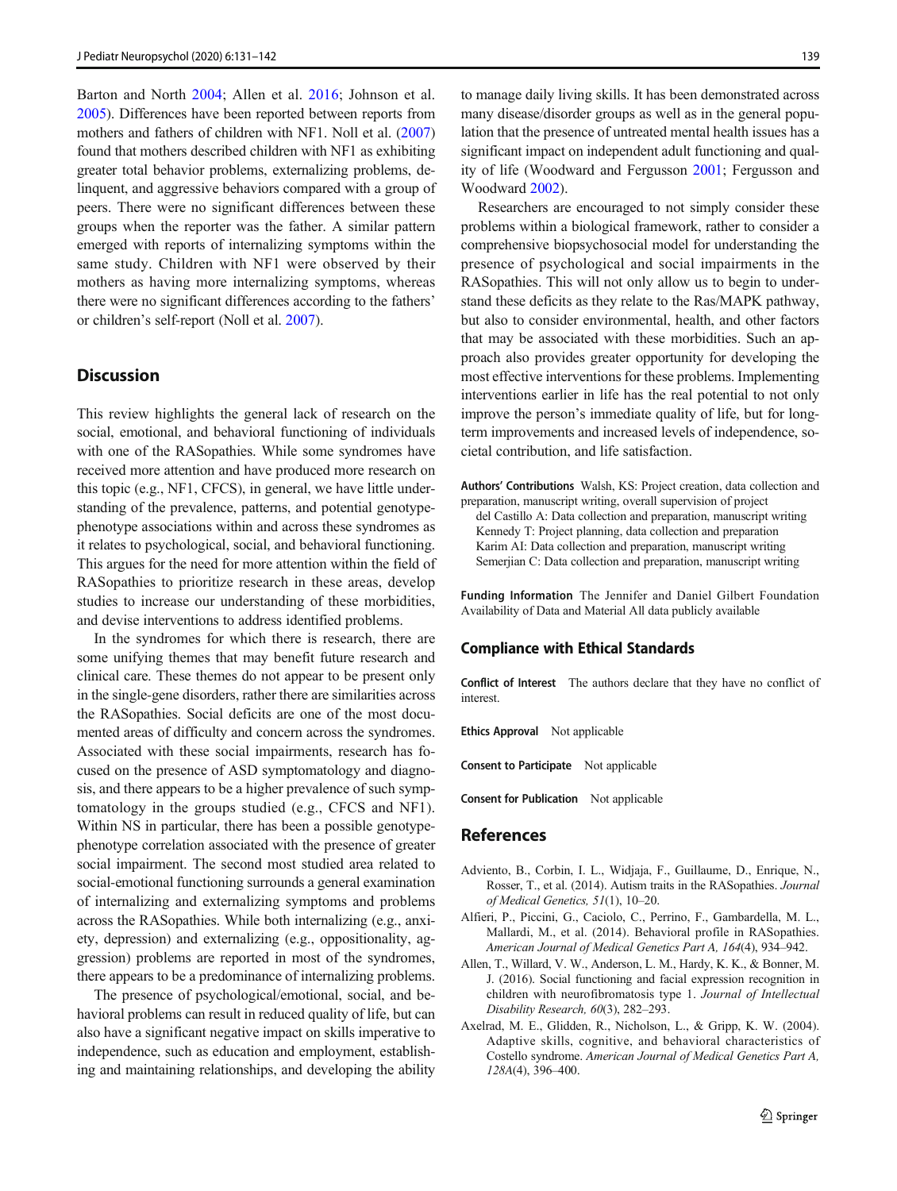Barton and North 2004; Allen et al. 2016; Johnson et al. 2005). Differences have been reported between reports from mothers and fathers of children with NF1. Noll et al. (2007) found that mothers described children with NF1 as exhibiting greater total behavior problems, externalizing problems, delinquent, and aggressive behaviors compared with a group of peers. There were no significant differences between these groups when the reporter was the father. A similar pattern emerged with reports of internalizing symptoms within the same study. Children with NF1 were observed by their mothers as having more internalizing symptoms, whereas there were no significant differences according to the fathers' or children's self-report (Noll et al. 2007).

## Discussion

This review highlights the general lack of research on the social, emotional, and behavioral functioning of individuals with one of the RASopathies. While some syndromes have received more attention and have produced more research on this topic (e.g., NF1, CFCS), in general, we have little understanding of the prevalence, patterns, and potential genotype-phenotype associations within and across these syndromes as it relates to psychological, social, and behavioral functioning. This argues for the need for more attention within the field of RASopathies to prioritize research in these areas, develop studies to increase our understanding of these morbidities, and devise interventions to address identified problems.

In the syndromes for which there is research, there are some unifying themes that may benefit future research and clinical care. These themes do not appear to be present only in the single-gene disorders, rather there are similarities across the RASopathies. Social deficits are one of the most documented areas of difficulty and concern across the syndromes. Associated with these social impairments, research has focused on the presence of ASD symptomatology and diagnosis, and there appears to be a higher prevalence of such symptomatology in the groups studied (e.g., CFCS and NF1). Within NS in particular, there has been a possible genotype-phenotype correlation associated with the presence of greater social impairment. The second most studied area related to social-emotional functioning surrounds a general examination of internalizing and externalizing symptoms and problems across the RASopathies. While both internalizing (e.g., anxiety, depression) and externalizing (e.g., oppositionality, aggression) problems are reported in most of the syndromes, there appears to be a predominance of internalizing problems.

The presence of psychological/emotional, social, and behavioral problems can result in reduced quality of life, but can also have a significant negative impact on skills imperative to independence, such as education and employment, establishing and maintaining relationships, and developing the ability to manage daily living skills. It has been demonstrated across many disease/disorder groups as well as in the general population that the presence of untreated mental health issues has a significant impact on independent adult functioning and quality of life (Woodward and Fergusson 2001; Fergusson and Woodward 2002).

Researchers are encouraged to not simply consider these problems within a biological framework, rather to consider a comprehensive biopsychosocial model for understanding the presence of psychological and social impairments in the RASopathies. This will not only allow us to begin to understand these deficits as they relate to the Ras/MAPK pathway, but also to consider environmental, health, and other factors that may be associated with these morbidities. Such an approach also provides greater opportunity for developing the most effective interventions for these problems. Implementing interventions earlier in life has the real potential to not only improve the person's immediate quality of life, but for long-term improvements and increased levels of independence, societal contribution, and life satisfaction.

**Authors' Contributions** Walsh, KS: Project creation, data collection and preparation, manuscript writing, overall supervision of project
del Castillo A: Data collection and preparation, manuscript writing
Kennedy T: Project planning, data collection and preparation
Karim AI: Data collection and preparation, manuscript writing
Semerjian C: Data collection and preparation, manuscript writing

**Funding Information** The Jennifer and Daniel Gilbert Foundation
Availability of Data and Material All data publicly available

## Compliance with Ethical Standards

**Conflict of Interest** The authors declare that they have no conflict of interest.

**Ethics Approval** Not applicable

**Consent to Participate** Not applicable

**Consent for Publication** Not applicable

## References

Adviento, B., Corbin, I. L., Widjaja, F., Guillaume, D., Enrique, N., Rosser, T., et al. (2014). Autism traits in the RASopathies. *Journal of Medical Genetics, 51*(1), 10–20.

Alfieri, P., Piccini, G., Caciolo, C., Perrino, F., Gambardella, M. L., Mallardi, M., et al. (2014). Behavioral profile in RASopathies. *American Journal of Medical Genetics Part A, 164*(4), 934–942.

Allen, T., Willard, V. W., Anderson, L. M., Hardy, K. K., & Bonner, M. J. (2016). Social functioning and facial expression recognition in children with neurofibromatosis type 1. *Journal of Intellectual Disability Research, 60*(3), 282–293.

Axelrad, M. E., Glidden, R., Nicholson, L., & Gripp, K. W. (2004). Adaptive skills, cognitive, and behavioral characteristics of Costello syndrome. *American Journal of Medical Genetics Part A, 128A*(4), 396–400.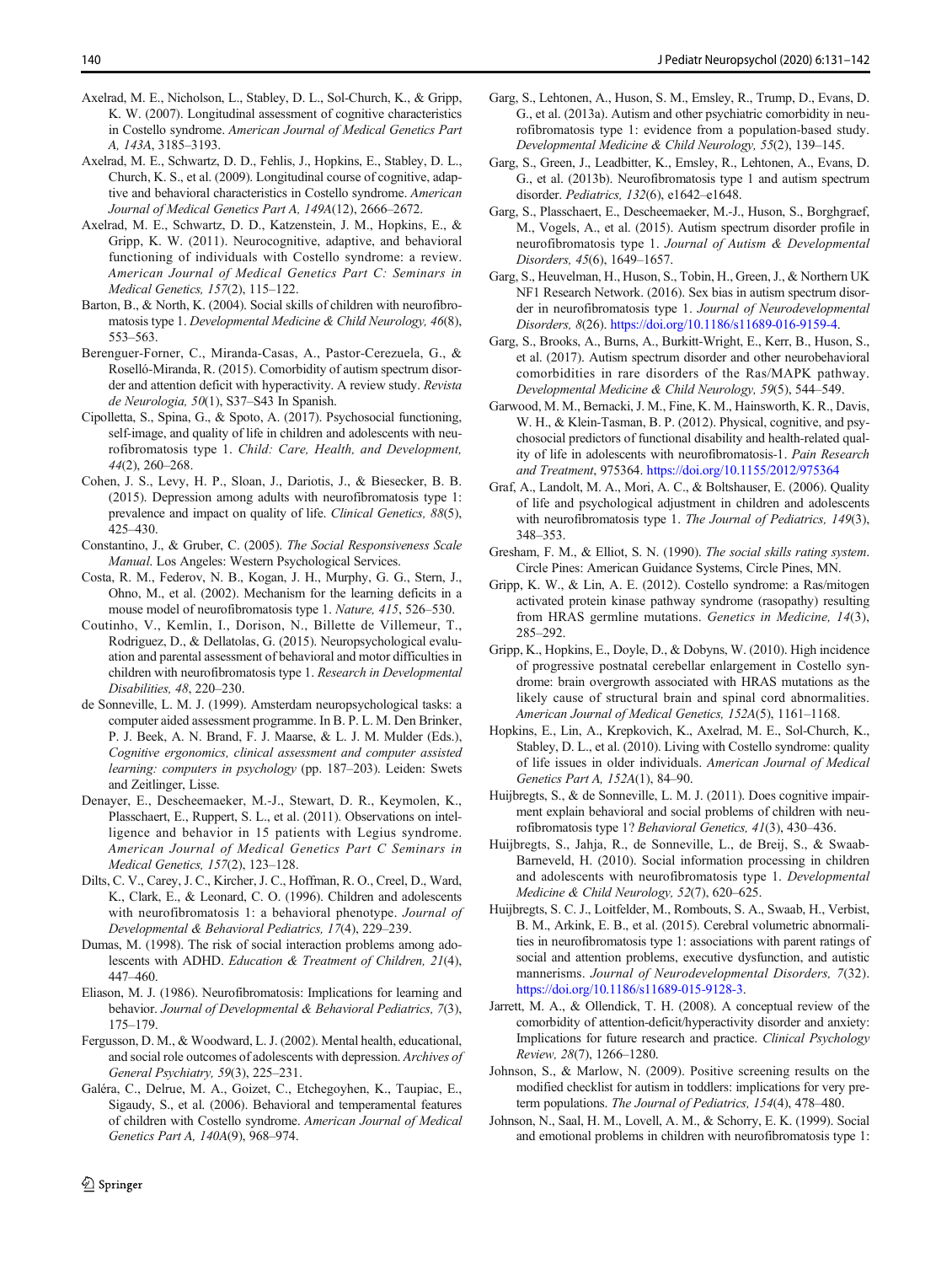Axelrad, M. E., Nicholson, L., Stabley, D. L., Sol-Church, K., & Gripp, K. W. (2007). Longitudinal assessment of cognitive characteristics in Costello syndrome. *American Journal of Medical Genetics Part A, 143A*, 3185–3193.

Axelrad, M. E., Schwartz, D. D., Fehlis, J., Hopkins, E., Stabley, D. L., Church, K. S., et al. (2009). Longitudinal course of cognitive, adaptive and behavioral characteristics in Costello syndrome. *American Journal of Medical Genetics Part A, 149A*(12), 2666–2672.

Axelrad, M. E., Schwartz, D. D., Katzenstein, J. M., Hopkins, E., & Gripp, K. W. (2011). Neurocognitive, adaptive, and behavioral functioning of individuals with Costello syndrome: a review. *American Journal of Medical Genetics Part C: Seminars in Medical Genetics, 157*(2), 115–122.

Barton, B., & North, K. (2004). Social skills of children with neurofibromatosis type 1. *Developmental Medicine & Child Neurology, 46*(8), 553–563.

Berenguer-Forner, C., Miranda-Casas, A., Pastor-Cerezuela, G., & Roselló-Miranda, R. (2015). Comorbidity of autism spectrum disorder and attention deficit with hyperactivity. A review study. *Revista de Neurologia, 50*(1), S37–S43 In Spanish.

Cipolletta, S., Spina, G., & Spoto, A. (2017). Psychosocial functioning, self-image, and quality of life in children and adolescents with neurofibromatosis type 1. *Child: Care, Health, and Development, 44*(2), 260–268.

Cohen, J. S., Levy, H. P., Sloan, J., Dariotis, J., & Biesecker, B. B. (2015). Depression among adults with neurofibromatosis type 1: prevalence and impact on quality of life. *Clinical Genetics, 88*(5), 425–430.

Constantino, J., & Gruber, C. (2005). *The Social Responsiveness Scale Manual*. Los Angeles: Western Psychological Services.

Costa, R. M., Federov, N. B., Kogan, J. H., Murphy, G. G., Stern, J., Ohno, M., et al. (2002). Mechanism for the learning deficits in a mouse model of neurofibromatosis type 1. *Nature, 415*, 526–530.

Coutinho, V., Kemlin, I., Dorison, N., Billette de Villemeur, T., Rodriguez, D., & Dellatolas, G. (2015). Neuropsychological evaluation and parental assessment of behavioral and motor difficulties in children with neurofibromatosis type 1. *Research in Developmental Disabilities, 48*, 220–230.

de Sonneville, L. M. J. (1999). Amsterdam neuropsychological tasks: a computer aided assessment programme. In B. P. L. M. Den Brinker, P. J. Beek, A. N. Brand, F. J. Maarse, & L. J. M. Mulder (Eds.), *Cognitive ergonomics, clinical assessment and computer assisted learning: computers in psychology* (pp. 187–203). Leiden: Swets and Zeitlinger, Lisse.

Denayer, E., Descheemaeker, M.-J., Stewart, D. R., Keymolen, K., Plasschaert, E., Ruppert, S. L., et al. (2011). Observations on intelligence and behavior in 15 patients with Legius syndrome. *American Journal of Medical Genetics Part C Seminars in Medical Genetics, 157*(2), 123–128.

Dilts, C. V., Carey, J. C., Kircher, J. C., Hoffman, R. O., Creel, D., Ward, K., Clark, E., & Leonard, C. O. (1996). Children and adolescents with neurofibromatosis 1: a behavioral phenotype. *Journal of Developmental & Behavioral Pediatrics, 17*(4), 229–239.

Dumas, M. (1998). The risk of social interaction problems among adolescents with ADHD. *Education & Treatment of Children, 21*(4), 447–460.

Eliason, M. J. (1986). Neurofibromatosis: Implications for learning and behavior. *Journal of Developmental & Behavioral Pediatrics, 7*(3), 175–179.

Fergusson, D. M., & Woodward, L. J. (2002). Mental health, educational, and social role outcomes of adolescents with depression. *Archives of General Psychiatry, 59*(3), 225–231.

Galéra, C., Delrue, M. A., Goizet, C., Etchegoyhen, K., Taupiac, E., Sigaudy, S., et al. (2006). Behavioral and temperamental features of children with Costello syndrome. *American Journal of Medical Genetics Part A, 140A*(9), 968–974.

Garg, S., Lehtonen, A., Huson, S. M., Emsley, R., Trump, D., Evans, D. G., et al. (2013a). Autism and other psychiatric comorbidity in neurofibromatosis type 1: evidence from a population-based study. *Developmental Medicine & Child Neurology, 55*(2), 139–145.

Garg, S., Green, J., Leadbitter, K., Emsley, R., Lehtonen, A., Evans, D. G., et al. (2013b). Neurofibromatosis type 1 and autism spectrum disorder. *Pediatrics, 132*(6), e1642–e1648.

Garg, S., Plasschaert, E., Descheemaeker, M.-J., Huson, S., Borghgraef, M., Vogels, A., et al. (2015). Autism spectrum disorder profile in neurofibromatosis type 1. *Journal of Autism & Developmental Disorders, 45*(6), 1649–1657.

Garg, S., Heuvelman, H., Huson, S., Tobin, H., Green, J., & Northern UK NF1 Research Network. (2016). Sex bias in autism spectrum disorder in neurofibromatosis type 1. *Journal of Neurodevelopmental Disorders, 8*(26). https://doi.org/10.1186/s11689-016-9159-4.

Garg, S., Brooks, A., Burns, A., Burkitt-Wright, E., Kerr, B., Huson, S., et al. (2017). Autism spectrum disorder and other neurobehavioral comorbidities in rare disorders of the Ras/MAPK pathway. *Developmental Medicine & Child Neurology, 59*(5), 544–549.

Garwood, M. M., Bernacki, J. M., Fine, K. M., Hainsworth, K. R., Davis, W. H., & Klein-Tasman, B. P. (2012). Physical, cognitive, and psychosocial predictors of functional disability and health-related quality of life in adolescents with neurofibromatosis-1. *Pain Research and Treatment*, 975364. https://doi.org/10.1155/2012/975364

Graf, A., Landolt, M. A., Mori, A. C., & Boltshauser, E. (2006). Quality of life and psychological adjustment in children and adolescents with neurofibromatosis type 1. *The Journal of Pediatrics, 149*(3), 348–353.

Gresham, F. M., & Elliot, S. N. (1990). *The social skills rating system*. Circle Pines: American Guidance Systems, Circle Pines, MN.

Gripp, K. W., & Lin, A. E. (2012). Costello syndrome: a Ras/mitogen activated protein kinase pathway syndrome (rasopathy) resulting from HRAS germline mutations. *Genetics in Medicine, 14*(3), 285–292.

Gripp, K., Hopkins, E., Doyle, D., & Dobyns, W. (2010). High incidence of progressive postnatal cerebellar enlargement in Costello syndrome: brain overgrowth associated with HRAS mutations as the likely cause of structural brain and spinal cord abnormalities. *American Journal of Medical Genetics, 152A*(5), 1161–1168.

Hopkins, E., Lin, A., Krepkovich, K., Axelrad, M. E., Sol-Church, K., Stabley, D. L., et al. (2010). Living with Costello syndrome: quality of life issues in older individuals. *American Journal of Medical Genetics Part A, 152A*(1), 84–90.

Huijbregts, S., & de Sonneville, L. M. J. (2011). Does cognitive impairment explain behavioral and social problems of children with neurofibromatosis type 1? *Behavioral Genetics, 41*(3), 430–436.

Huijbregts, S., Jahja, R., de Sonneville, L., de Breij, S., & Swaab-Barneveld, H. (2010). Social information processing in children and adolescents with neurofibromatosis type 1. *Developmental Medicine & Child Neurology, 52*(7), 620–625.

Huijbregts, S. C. J., Loitfelder, M., Rombouts, S. A., Swaab, H., Verbist, B. M., Arkink, E. B., et al. (2015). Cerebral volumetric abnormalities in neurofibromatosis type 1: associations with parent ratings of social and attention problems, executive dysfunction, and autistic mannerisms. *Journal of Neurodevelopmental Disorders, 7*(32). https://doi.org/10.1186/s11689-015-9128-3.

Jarrett, M. A., & Ollendick, T. H. (2008). A conceptual review of the comorbidity of attention-deficit/hyperactivity disorder and anxiety: Implications for future research and practice. *Clinical Psychology Review, 28*(7), 1266–1280.

Johnson, S., & Marlow, N. (2009). Positive screening results on the modified checklist for autism in toddlers: implications for very preterm populations. *The Journal of Pediatrics, 154*(4), 478–480.

Johnson, N., Saal, H. M., Lovell, A. M., & Schorry, E. K. (1999). Social and emotional problems in children with neurofibromatosis type 1: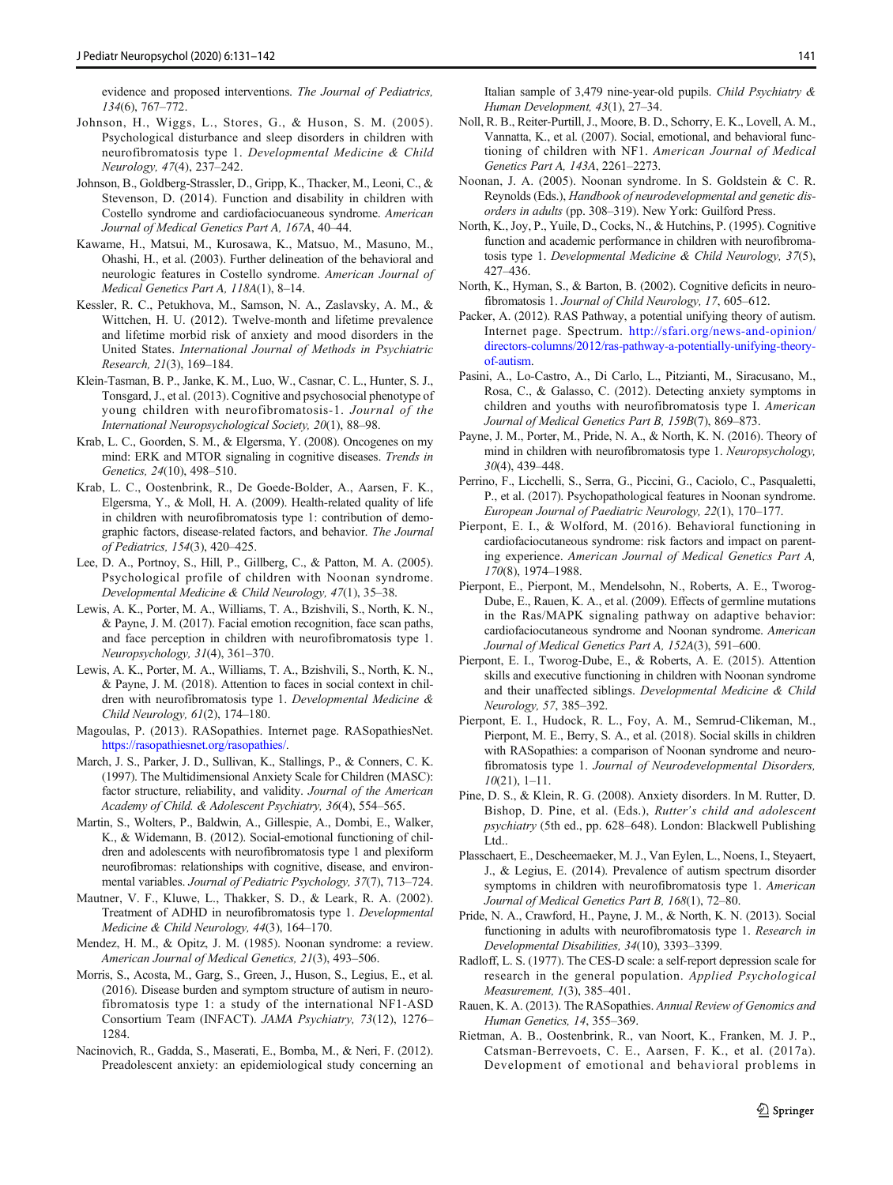evidence and proposed interventions. *The Journal of Pediatrics, 134*(6), 767–772.

Johnson, H., Wiggs, L., Stores, G., & Huson, S. M. (2005). Psychological disturbance and sleep disorders in children with neurofibromatosis type 1. *Developmental Medicine & Child Neurology, 47*(4), 237–242.

Johnson, B., Goldberg-Strassler, D., Gripp, K., Thacker, M., Leoni, C., & Stevenson, D. (2014). Function and disability in children with Costello syndrome and cardiofaciocuaneous syndrome. *American Journal of Medical Genetics Part A, 167A*, 40–44.

Kawame, H., Matsui, M., Kurosawa, K., Matsuo, M., Masuno, M., Ohashi, H., et al. (2003). Further delineation of the behavioral and neurologic features in Costello syndrome. *American Journal of Medical Genetics Part A, 118A*(1), 8–14.

Kessler, R. C., Petukhova, M., Samson, N. A., Zaslavsky, A. M., & Wittchen, H. U. (2012). Twelve-month and lifetime prevalence and lifetime morbid risk of anxiety and mood disorders in the United States. *International Journal of Methods in Psychiatric Research, 21*(3), 169–184.

Klein-Tasman, B. P., Janke, K. M., Luo, W., Casnar, C. L., Hunter, S. J., Tonsgard, J., et al. (2013). Cognitive and psychosocial phenotype of young children with neurofibromatosis-1. *Journal of the International Neuropsychological Society, 20*(1), 88–98.

Krab, L. C., Goorden, S. M., & Elgersma, Y. (2008). Oncogenes on my mind: ERK and MTOR signaling in cognitive diseases. *Trends in Genetics, 24*(10), 498–510.

Krab, L. C., Oostenbrink, R., De Goede-Bolder, A., Aarsen, F. K., Elgersma, Y., & Moll, H. A. (2009). Health-related quality of life in children with neurofibromatosis type 1: contribution of demographic factors, disease-related factors, and behavior. *The Journal of Pediatrics, 154*(3), 420–425.

Lee, D. A., Portnoy, S., Hill, P., Gillberg, C., & Patton, M. A. (2005). Psychological profile of children with Noonan syndrome. *Developmental Medicine & Child Neurology, 47*(1), 35–38.

Lewis, A. K., Porter, M. A., Williams, T. A., Bzishvili, S., North, K. N., & Payne, J. M. (2017). Facial emotion recognition, face scan paths, and face perception in children with neurofibromatosis type 1. *Neuropsychology, 31*(4), 361–370.

Lewis, A. K., Porter, M. A., Williams, T. A., Bzishvili, S., North, K. N., & Payne, J. M. (2018). Attention to faces in social context in children with neurofibromatosis type 1. *Developmental Medicine & Child Neurology, 61*(2), 174–180.

Magoulas, P. (2013). RASopathies. Internet page. RASopathiesNet. https://rasopathiesnet.org/rasopathies/.

March, J. S., Parker, J. D., Sullivan, K., Stallings, P., & Conners, C. K. (1997). The Multidimensional Anxiety Scale for Children (MASC): factor structure, reliability, and validity. *Journal of the American Academy of Child. & Adolescent Psychiatry, 36*(4), 554–565.

Martin, S., Wolters, P., Baldwin, A., Gillespie, A., Dombi, E., Walker, K., & Widemann, B. (2012). Social-emotional functioning of children and adolescents with neurofibromatosis type 1 and plexiform neurofibromas: relationships with cognitive, disease, and environmental variables. *Journal of Pediatric Psychology, 37*(7), 713–724.

Mautner, V. F., Kluwe, L., Thakker, S. D., & Leark, R. A. (2002). Treatment of ADHD in neurofibromatosis type 1. *Developmental Medicine & Child Neurology, 44*(3), 164–170.

Mendez, H. M., & Opitz, J. M. (1985). Noonan syndrome: a review. *American Journal of Medical Genetics, 21*(3), 493–506.

Morris, S., Acosta, M., Garg, S., Green, J., Huson, S., Legius, E., et al. (2016). Disease burden and symptom structure of autism in neurofibromatosis type 1: a study of the international NF1-ASD Consortium Team (INFACT). *JAMA Psychiatry, 73*(12), 1276–1284.

Nacinovich, R., Gadda, S., Maserati, E., Bomba, M., & Neri, F. (2012). Preadolescent anxiety: an epidemiological study concerning an Italian sample of 3,479 nine-year-old pupils. *Child Psychiatry & Human Development, 43*(1), 27–34.

Noll, R. B., Reiter-Purtill, J., Moore, B. D., Schorry, E. K., Lovell, A. M., Vannatta, K., et al. (2007). Social, emotional, and behavioral functioning of children with NF1. *American Journal of Medical Genetics Part A, 143A*, 2261–2273.

Noonan, J. A. (2005). Noonan syndrome. In S. Goldstein & C. R. Reynolds (Eds.), *Handbook of neurodevelopmental and genetic disorders in adults* (pp. 308–319). New York: Guilford Press.

North, K., Joy, P., Yuile, D., Cocks, N., & Hutchins, P. (1995). Cognitive function and academic performance in children with neurofibromatosis type 1. *Developmental Medicine & Child Neurology, 37*(5), 427–436.

North, K., Hyman, S., & Barton, B. (2002). Cognitive deficits in neurofibromatosis 1. *Journal of Child Neurology, 17*, 605–612.

Packer, A. (2012). RAS Pathway, a potential unifying theory of autism. Internet page. Spectrum. http://sfari.org/news-and-opinion/directors-columns/2012/ras-pathway-a-potentially-unifying-theory-of-autism.

Pasini, A., Lo-Castro, A., Di Carlo, L., Pitzianti, M., Siracusano, M., Rosa, C., & Galasso, C. (2012). Detecting anxiety symptoms in children and youths with neurofibromatosis type I. *American Journal of Medical Genetics Part B, 159B*(7), 869–873.

Payne, J. M., Porter, M., Pride, N. A., & North, K. N. (2016). Theory of mind in children with neurofibromatosis type 1. *Neuropsychology, 30*(4), 439–448.

Perrino, F., Licchelli, S., Serra, G., Piccini, G., Caciolo, C., Pasqualetti, P., et al. (2017). Psychopathological features in Noonan syndrome. *European Journal of Paediatric Neurology, 22*(1), 170–177.

Pierpont, E. I., & Wolford, M. (2016). Behavioral functioning in cardiofaciocutaneous syndrome: risk factors and impact on parenting experience. *American Journal of Medical Genetics Part A, 170*(8), 1974–1988.

Pierpont, E., Pierpont, M., Mendelsohn, N., Roberts, A. E., Tworog-Dube, E., Rauen, K. A., et al. (2009). Effects of germline mutations in the Ras/MAPK signaling pathway on adaptive behavior: cardiofaciocutaneous syndrome and Noonan syndrome. *American Journal of Medical Genetics Part A, 152A*(3), 591–600.

Pierpont, E. I., Tworog-Dube, E., & Roberts, A. E. (2015). Attention skills and executive functioning in children with Noonan syndrome and their unaffected siblings. *Developmental Medicine & Child Neurology, 57*, 385–392.

Pierpont, E. I., Hudock, R. L., Foy, A. M., Semrud-Clikeman, M., Pierpont, M. E., Berry, S. A., et al. (2018). Social skills in children with RASopathies: a comparison of Noonan syndrome and neurofibromatosis type 1. *Journal of Neurodevelopmental Disorders, 10*(21), 1–11.

Pine, D. S., & Klein, R. G. (2008). Anxiety disorders. In M. Rutter, D. Bishop, D. Pine, et al. (Eds.), *Rutter's child and adolescent psychiatry* (5th ed., pp. 628–648). London: Blackwell Publishing Ltd..

Plasschaert, E., Descheemaeker, M. J., Van Eylen, L., Noens, I., Steyaert, J., & Legius, E. (2014). Prevalence of autism spectrum disorder symptoms in children with neurofibromatosis type 1. *American Journal of Medical Genetics Part B, 168*(1), 72–80.

Pride, N. A., Crawford, H., Payne, J. M., & North, K. N. (2013). Social functioning in adults with neurofibromatosis type 1. *Research in Developmental Disabilities, 34*(10), 3393–3399.

Radloff, L. S. (1977). The CES-D scale: a self-report depression scale for research in the general population. *Applied Psychological Measurement, 1*(3), 385–401.

Rauen, K. A. (2013). The RASopathies. *Annual Review of Genomics and Human Genetics, 14*, 355–369.

Rietman, A. B., Oostenbrink, R., van Noort, K., Franken, M. J. P., Catsman-Berrevoets, C. E., Aarsen, F. K., et al. (2017a). Development of emotional and behavioral problems in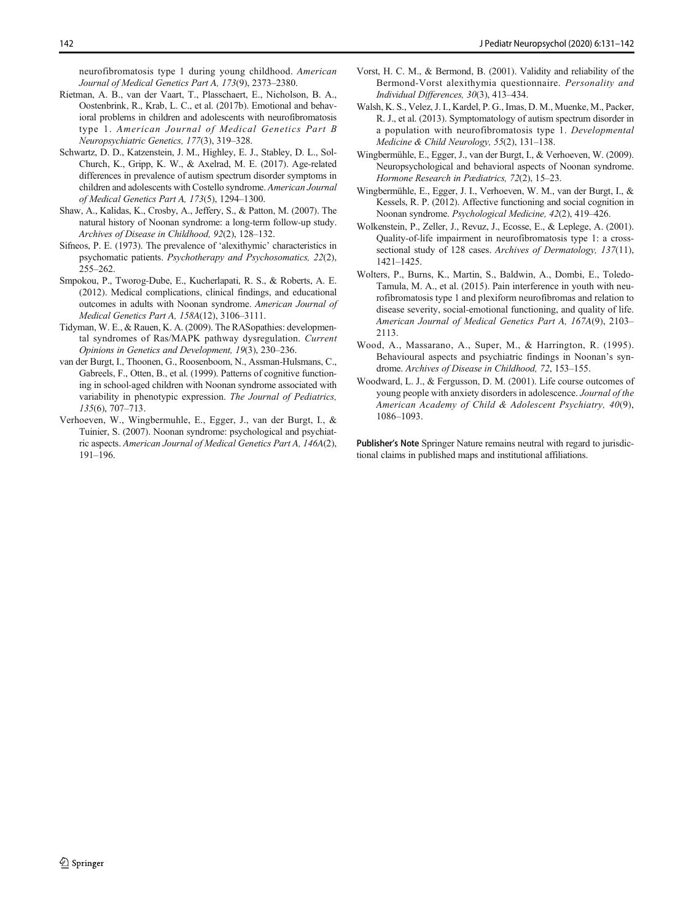neurofibromatosis type 1 during young childhood. *American Journal of Medical Genetics Part A, 173*(9), 2373–2380.

Rietman, A. B., van der Vaart, T., Plasschaert, E., Nicholson, B. A., Oostenbrink, R., Krab, L. C., et al. (2017b). Emotional and behavioral problems in children and adolescents with neurofibromatosis type 1. *American Journal of Medical Genetics Part B Neuropsychiatric Genetics, 177*(3), 319–328.

Schwartz, D. D., Katzenstein, J. M., Highley, E. J., Stabley, D. L., Sol-Church, K., Gripp, K. W., & Axelrad, M. E. (2017). Age-related differences in prevalence of autism spectrum disorder symptoms in children and adolescents with Costello syndrome. *American Journal of Medical Genetics Part A, 173*(5), 1294–1300.

Shaw, A., Kalidas, K., Crosby, A., Jeffery, S., & Patton, M. (2007). The natural history of Noonan syndrome: a long-term follow-up study. *Archives of Disease in Childhood, 92*(2), 128–132.

Sifneos, P. E. (1973). The prevalence of 'alexithymic' characteristics in psychomatic patients. *Psychotherapy and Psychosomatics, 22*(2), 255–262.

Smpokou, P., Tworog-Dube, E., Kucherlapati, R. S., & Roberts, A. E. (2012). Medical complications, clinical findings, and educational outcomes in adults with Noonan syndrome. *American Journal of Medical Genetics Part A, 158A*(12), 3106–3111.

Tidyman, W. E., & Rauen, K. A. (2009). The RASopathies: developmental syndromes of Ras/MAPK pathway dysregulation. *Current Opinions in Genetics and Development, 19*(3), 230–236.

van der Burgt, I., Thoonen, G., Roosenboom, N., Assman-Hulsmans, C., Gabreels, F., Otten, B., et al. (1999). Patterns of cognitive functioning in school-aged children with Noonan syndrome associated with variability in phenotypic expression. *The Journal of Pediatrics, 135*(6), 707–713.

Verhoeven, W., Wingbermuhle, E., Egger, J., van der Burgt, I., & Tuinier, S. (2007). Noonan syndrome: psychological and psychiatric aspects. *American Journal of Medical Genetics Part A, 146A*(2), 191–196.

Vorst, H. C. M., & Bermond, B. (2001). Validity and reliability of the Bermond-Vorst alexithymia questionnaire. *Personality and Individual Differences, 30*(3), 413–434.

Walsh, K. S., Velez, J. I., Kardel, P. G., Imas, D. M., Muenke, M., Packer, R. J., et al. (2013). Symptomatology of autism spectrum disorder in a population with neurofibromatosis type 1. *Developmental Medicine & Child Neurology, 55*(2), 131–138.

Wingbermühle, E., Egger, J., van der Burgt, I., & Verhoeven, W. (2009). Neuropsychological and behavioral aspects of Noonan syndrome. *Hormone Research in Pædiatrics, 72*(2), 15–23.

Wingbermühle, E., Egger, J. I., Verhoeven, W. M., van der Burgt, I., & Kessels, R. P. (2012). Affective functioning and social cognition in Noonan syndrome. *Psychological Medicine, 42*(2), 419–426.

Wolkenstein, P., Zeller, J., Revuz, J., Ecosse, E., & Leplege, A. (2001). Quality-of-life impairment in neurofibromatosis type 1: a cross-sectional study of 128 cases. *Archives of Dermatology, 137*(11), 1421–1425.

Wolters, P., Burns, K., Martin, S., Baldwin, A., Dombi, E., Toledo-Tamula, M. A., et al. (2015). Pain interference in youth with neurofibromatosis type 1 and plexiform neurofibromas and relation to disease severity, social-emotional functioning, and quality of life. *American Journal of Medical Genetics Part A, 167A*(9), 2103–2113.

Wood, A., Massarano, A., Super, M., & Harrington, R. (1995). Behavioural aspects and psychiatric findings in Noonan's syndrome. *Archives of Disease in Childhood, 72*, 153–155.

Woodward, L. J., & Fergusson, D. M. (2001). Life course outcomes of young people with anxiety disorders in adolescence. *Journal of the American Academy of Child & Adolescent Psychiatry, 40*(9), 1086–1093.

**Publisher's Note** Springer Nature remains neutral with regard to jurisdictional claims in published maps and institutional affiliations.